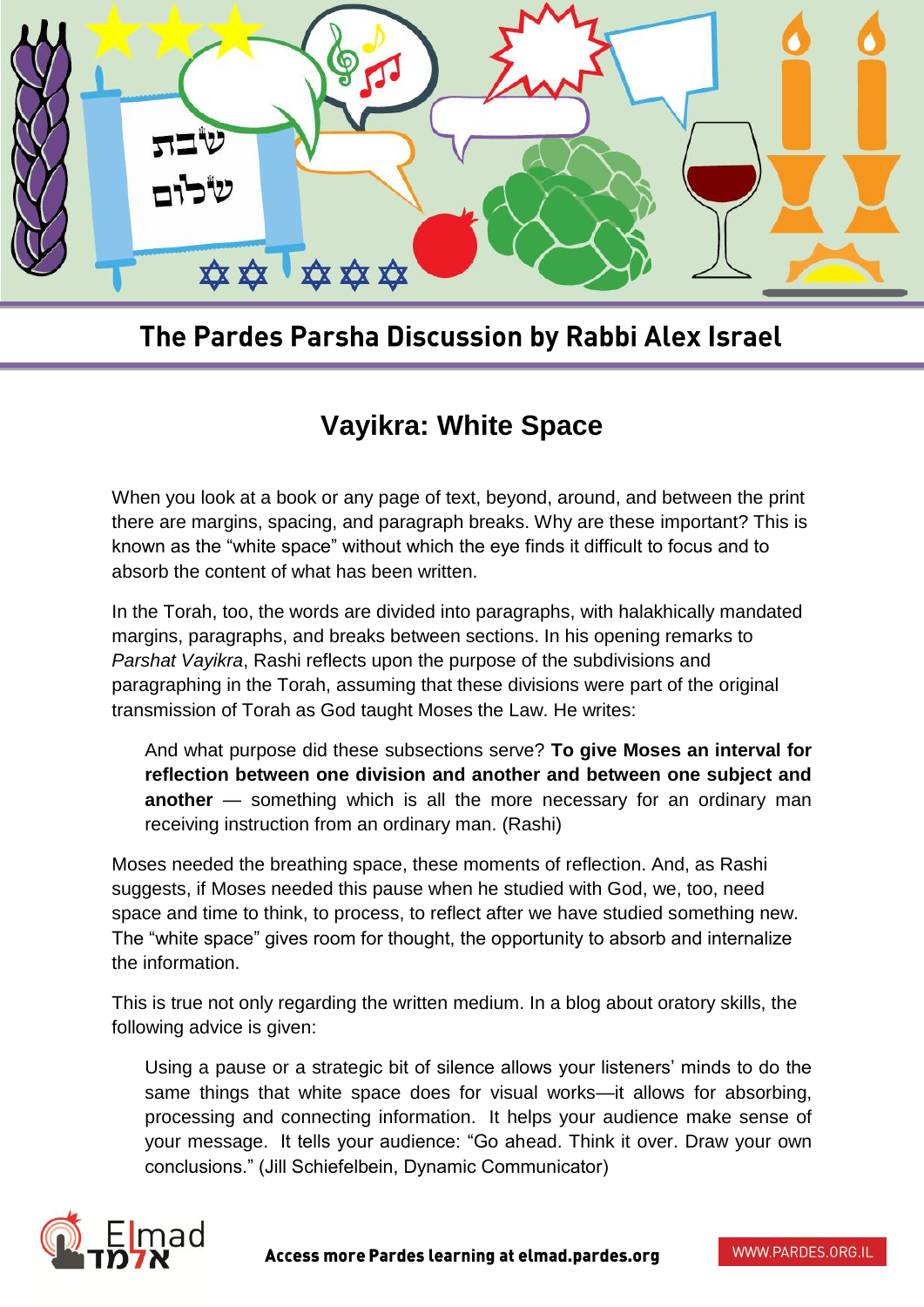## The Pardes Parsha Discussion by Rabbi Alex Israel

# Vayikra: White Space

When you look at a book or any page of text, beyond, around, and between the print there are margins, spacing, and paragraph breaks. Why are these important? This is known as the "white space" without which the eye finds it difficult to focus and to absorb the content of what has been written.

In the Torah, too, the words are divided into paragraphs, with halakhically mandated margins, paragraphs, and breaks between sections. In his opening remarks to *Parshat Vayikra*, Rashi reflects upon the purpose of the subdivisions and paragraphing in the Torah, assuming that these divisions were part of the original transmission of Torah as God taught Moses the Law. He writes:

> And what purpose did these subsections serve? **To give Moses an interval for reflection between one division and another and between one subject and another** — something which is all the more necessary for an ordinary man receiving instruction from an ordinary man. (Rashi)

Moses needed the breathing space, these moments of reflection. And, as Rashi suggests, if Moses needed this pause when he studied with God, we, too, need space and time to think, to process, to reflect after we have studied something new. The "white space" gives room for thought, the opportunity to absorb and internalize the information.

This is true not only regarding the written medium. In a blog about oratory skills, the following advice is given:

> Using a pause or a strategic bit of silence allows your listeners' minds to do the same things that white space does for visual works—it allows for absorbing, processing and connecting information. It helps your audience make sense of your message. It tells your audience: "Go ahead. Think it over. Draw your own conclusions." (Jill Schiefelbein, Dynamic Communicator)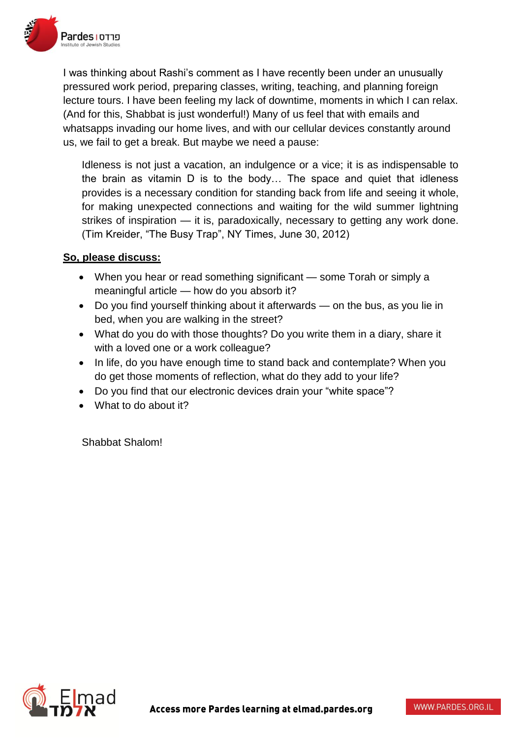I was thinking about Rashi's comment as I have recently been under an unusually pressured work period, preparing classes, writing, teaching, and planning foreign lecture tours. I have been feeling my lack of downtime, moments in which I can relax. (And for this, Shabbat is just wonderful!) Many of us feel that with emails and whatsapps invading our home lives, and with our cellular devices constantly around us, we fail to get a break. But maybe we need a pause:

> Idleness is not just a vacation, an indulgence or a vice; it is as indispensable to the brain as vitamin D is to the body… The space and quiet that idleness provides is a necessary condition for standing back from life and seeing it whole, for making unexpected connections and waiting for the wild summer lightning strikes of inspiration — it is, paradoxically, necessary to getting any work done. (Tim Kreider, "The Busy Trap", NY Times, June 30, 2012)

**So, please discuss:**

- When you hear or read something significant — some Torah or simply a meaningful article — how do you absorb it?
- Do you find yourself thinking about it afterwards — on the bus, as you lie in bed, when you are walking in the street?
- What do you do with those thoughts? Do you write them in a diary, share it with a loved one or a work colleague?
- In life, do you have enough time to stand back and contemplate? When you do get those moments of reflection, what do they add to your life?
- Do you find that our electronic devices drain your "white space"?
- What to do about it?

Shabbat Shalom!